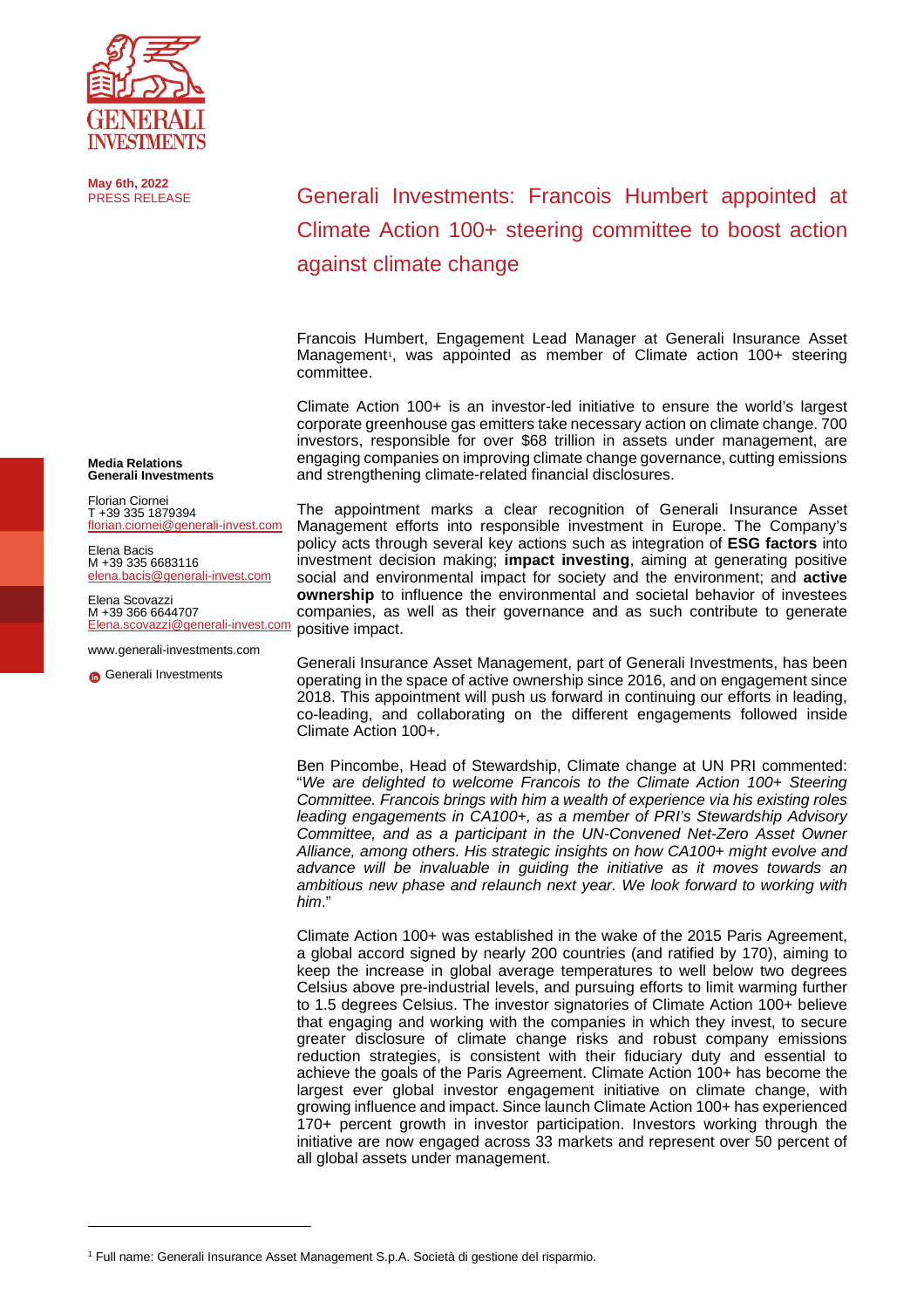**May 6th, 2022**
PRESS RELEASE

# Generali Investments: Francois Humbert appointed at Climate Action 100+ steering committee to boost action against climate change

Francois Humbert, Engagement Lead Manager at Generali Insurance Asset Management[1], was appointed as member of Climate action 100+ steering committee.

Climate Action 100+ is an investor-led initiative to ensure the world's largest corporate greenhouse gas emitters take necessary action on climate change. 700 investors, responsible for over $68 trillion in assets under management, are engaging companies on improving climate change governance, cutting emissions and strengthening climate-related financial disclosures.

The appointment marks a clear recognition of Generali Insurance Asset Management efforts into responsible investment in Europe. The Company's policy acts through several key actions such as integration of **ESG factors** into investment decision making; **impact investing**, aiming at generating positive social and environmental impact for society and the environment; and **active ownership** to influence the environmental and societal behavior of investees companies, as well as their governance and as such contribute to generate positive impact.

Generali Insurance Asset Management, part of Generali Investments, has been operating in the space of active ownership since 2016, and on engagement since 2018. This appointment will push us forward in continuing our efforts in leading, co-leading, and collaborating on the different engagements followed inside Climate Action 100+.

Ben Pincombe, Head of Stewardship, Climate change at UN PRI commented: "*We are delighted to welcome Francois to the Climate Action 100+ Steering Committee. Francois brings with him a wealth of experience via his existing roles leading engagements in CA100+, as a member of PRI's Stewardship Advisory Committee, and as a participant in the UN-Convened Net-Zero Asset Owner Alliance, among others. His strategic insights on how CA100+ might evolve and advance will be invaluable in guiding the initiative as it moves towards an ambitious new phase and relaunch next year. We look forward to working with him*."

Climate Action 100+ was established in the wake of the 2015 Paris Agreement, a global accord signed by nearly 200 countries (and ratified by 170), aiming to keep the increase in global average temperatures to well below two degrees Celsius above pre-industrial levels, and pursuing efforts to limit warming further to 1.5 degrees Celsius. The investor signatories of Climate Action 100+ believe that engaging and working with the companies in which they invest, to secure greater disclosure of climate change risks and robust company emissions reduction strategies, is consistent with their fiduciary duty and essential to achieve the goals of the Paris Agreement. Climate Action 100+ has become the largest ever global investor engagement initiative on climate change, with growing influence and impact. Since launch Climate Action 100+ has experienced 170+ percent growth in investor participation. Investors working through the initiative are now engaged across 33 markets and represent over 50 percent of all global assets under management.

**Media Relations**
**Generali Investments**

Florian Ciornei
T +39 335 1879394
florian.ciornei@generali-invest.com

Elena Bacis
M +39 335 6683116
elena.bacis@generali-invest.com

Elena Scovazzi
M +39 366 6644707
Elena.scovazzi@generali-invest.com

www.generali-investments.com

Generali Investments

[1] Full name: Generali Insurance Asset Management S.p.A. Società di gestione del risparmio.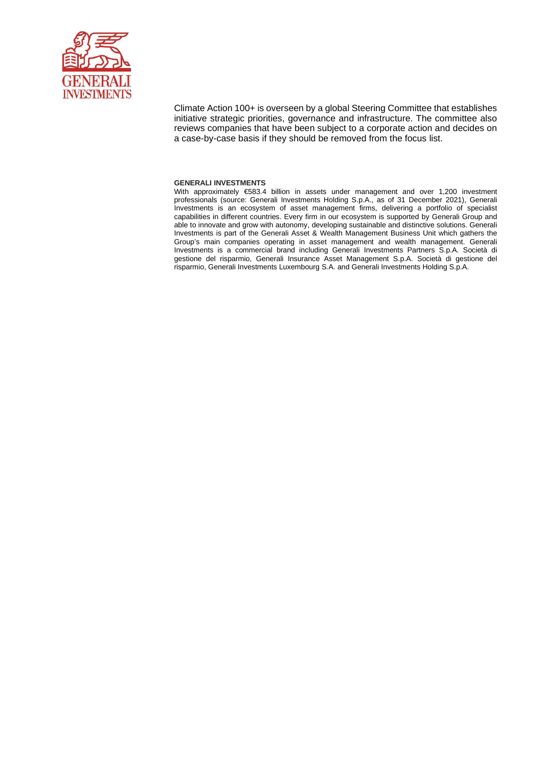Climate Action 100+ is overseen by a global Steering Committee that establishes initiative strategic priorities, governance and infrastructure. The committee also reviews companies that have been subject to a corporate action and decides on a case-by-case basis if they should be removed from the focus list.

**GENERALI INVESTMENTS**

With approximately €583.4 billion in assets under management and over 1,200 investment professionals (source: Generali Investments Holding S.p.A., as of 31 December 2021), Generali Investments is an ecosystem of asset management firms, delivering a portfolio of specialist capabilities in different countries. Every firm in our ecosystem is supported by Generali Group and able to innovate and grow with autonomy, developing sustainable and distinctive solutions. Generali Investments is part of the Generali Asset & Wealth Management Business Unit which gathers the Group's main companies operating in asset management and wealth management. Generali Investments is a commercial brand including Generali Investments Partners S.p.A. Società di gestione del risparmio, Generali Insurance Asset Management S.p.A. Società di gestione del risparmio, Generali Investments Luxembourg S.A. and Generali Investments Holding S.p.A.